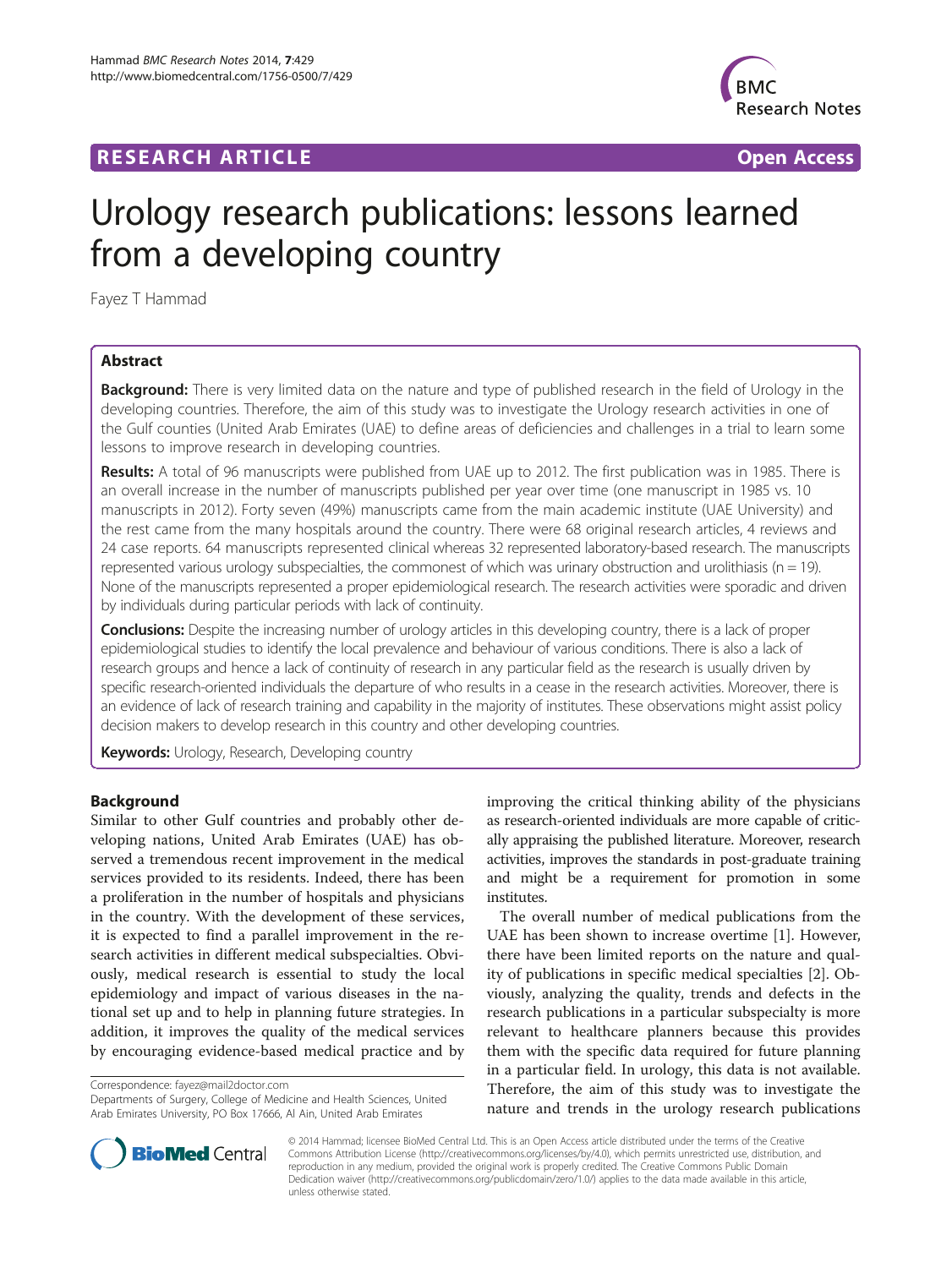RESEARCH ARTICLE Open Access

# Urology research publications: lessons learned from a developing country

Fayez T Hammad

## Abstract

**Background:** There is very limited data on the nature and type of published research in the field of Urology in the developing countries. Therefore, the aim of this study was to investigate the Urology research activities in one of the Gulf counties (United Arab Emirates (UAE) to define areas of deficiencies and challenges in a trial to learn some lessons to improve research in developing countries.

**Results:** A total of 96 manuscripts were published from UAE up to 2012. The first publication was in 1985. There is an overall increase in the number of manuscripts published per year over time (one manuscript in 1985 vs. 10 manuscripts in 2012). Forty seven (49%) manuscripts came from the main academic institute (UAE University) and the rest came from the many hospitals around the country. There were 68 original research articles, 4 reviews and 24 case reports. 64 manuscripts represented clinical whereas 32 represented laboratory-based research. The manuscripts represented various urology subspecialties, the commonest of which was urinary obstruction and urolithiasis (n = 19). None of the manuscripts represented a proper epidemiological research. The research activities were sporadic and driven by individuals during particular periods with lack of continuity.

**Conclusions:** Despite the increasing number of urology articles in this developing country, there is a lack of proper epidemiological studies to identify the local prevalence and behaviour of various conditions. There is also a lack of research groups and hence a lack of continuity of research in any particular field as the research is usually driven by specific research-oriented individuals the departure of who results in a cease in the research activities. Moreover, there is an evidence of lack of research training and capability in the majority of institutes. These observations might assist policy decision makers to develop research in this country and other developing countries.

**Keywords:** Urology, Research, Developing country

## Background

Similar to other Gulf countries and probably other developing nations, United Arab Emirates (UAE) has observed a tremendous recent improvement in the medical services provided to its residents. Indeed, there has been a proliferation in the number of hospitals and physicians in the country. With the development of these services, it is expected to find a parallel improvement in the research activities in different medical subspecialties. Obviously, medical research is essential to study the local epidemiology and impact of various diseases in the national set up and to help in planning future strategies. In addition, it improves the quality of the medical services by encouraging evidence-based medical practice and by improving the critical thinking ability of the physicians as research-oriented individuals are more capable of critically appraising the published literature. Moreover, research activities, improves the standards in post-graduate training and might be a requirement for promotion in some institutes.

The overall number of medical publications from the UAE has been shown to increase overtime [1]. However, there have been limited reports on the nature and quality of publications in specific medical specialties [2]. Obviously, analyzing the quality, trends and defects in the research publications in a particular subspecialty is more relevant to healthcare planners because this provides them with the specific data required for future planning in a particular field. In urology, this data is not available. Therefore, the aim of this study was to investigate the nature and trends in the urology research publications

Correspondence: fayez@mail2doctor.com
Departments of Surgery, College of Medicine and Health Sciences, United Arab Emirates University, PO Box 17666, Al Ain, United Arab Emirates

© 2014 Hammad; licensee BioMed Central Ltd. This is an Open Access article distributed under the terms of the Creative Commons Attribution License (http://creativecommons.org/licenses/by/4.0), which permits unrestricted use, distribution, and reproduction in any medium, provided the original work is properly credited. The Creative Commons Public Domain Dedication waiver (http://creativecommons.org/publicdomain/zero/1.0/) applies to the data made available in this article, unless otherwise stated.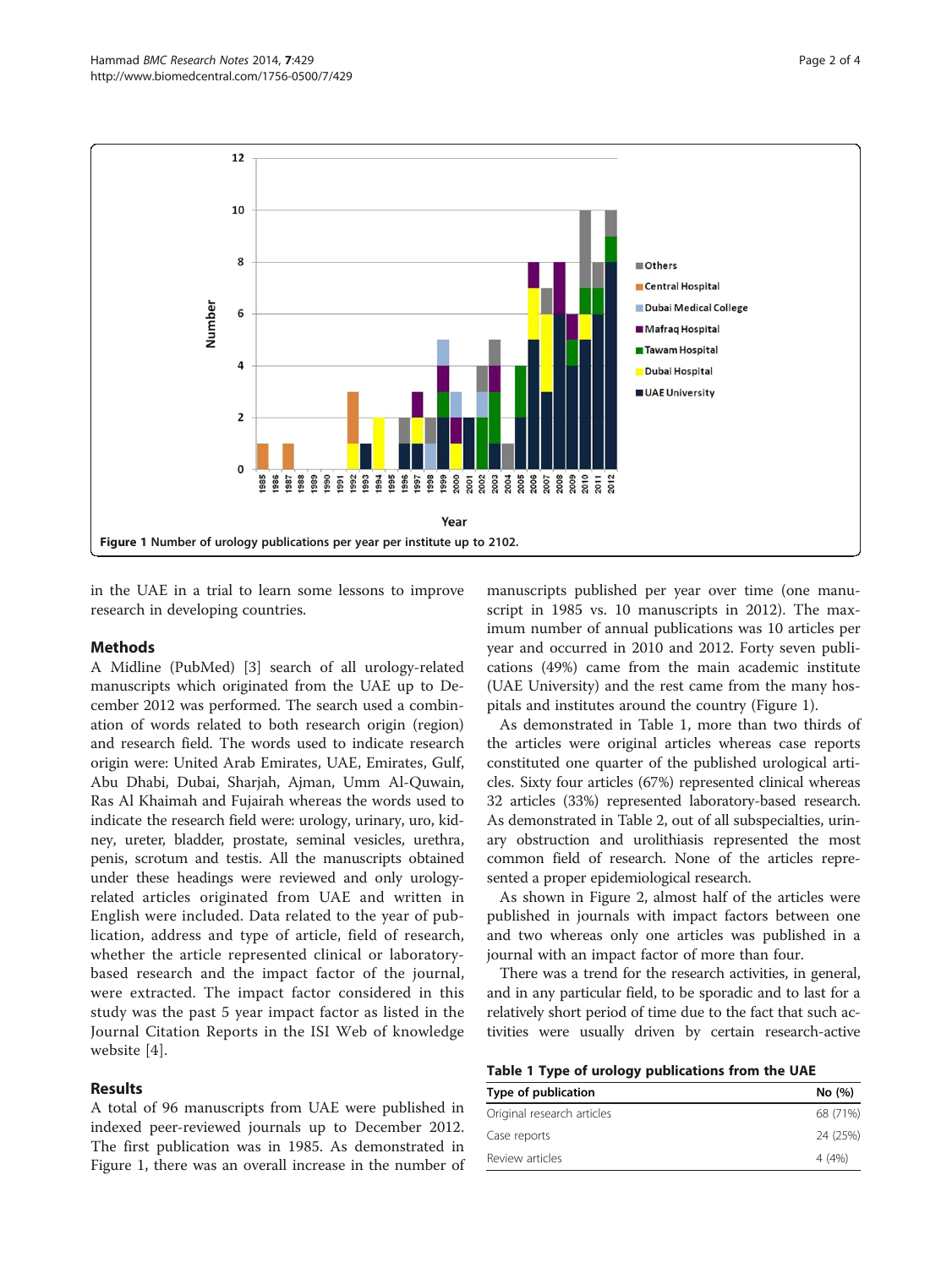Figure 1 Number of urology publications per year per institute up to 2102.

in the UAE in a trial to learn some lessons to improve research in developing countries.

## Methods

A Midline (PubMed) [3] search of all urology-related manuscripts which originated from the UAE up to December 2012 was performed. The search used a combination of words related to both research origin (region) and research field. The words used to indicate research origin were: United Arab Emirates, UAE, Emirates, Gulf, Abu Dhabi, Dubai, Sharjah, Ajman, Umm Al-Quwain, Ras Al Khaimah and Fujairah whereas the words used to indicate the research field were: urology, urinary, uro, kidney, ureter, bladder, prostate, seminal vesicles, urethra, penis, scrotum and testis. All the manuscripts obtained under these headings were reviewed and only urology-related articles originated from UAE and written in English were included. Data related to the year of publication, address and type of article, field of research, whether the article represented clinical or laboratory-based research and the impact factor of the journal, were extracted. The impact factor considered in this study was the past 5 year impact factor as listed in the Journal Citation Reports in the ISI Web of knowledge website [4].

## Results

A total of 96 manuscripts from UAE were published in indexed peer-reviewed journals up to December 2012. The first publication was in 1985. As demonstrated in Figure 1, there was an overall increase in the number of manuscripts published per year over time (one manuscript in 1985 vs. 10 manuscripts in 2012). The maximum number of annual publications was 10 articles per year and occurred in 2010 and 2012. Forty seven publications (49%) came from the main academic institute (UAE University) and the rest came from the many hospitals and institutes around the country (Figure 1).

As demonstrated in Table 1, more than two thirds of the articles were original articles whereas case reports constituted one quarter of the published urological articles. Sixty four articles (67%) represented clinical whereas 32 articles (33%) represented laboratory-based research. As demonstrated in Table 2, out of all subspecialties, urinary obstruction and urolithiasis represented the most common field of research. None of the articles represented a proper epidemiological research.

As shown in Figure 2, almost half of the articles were published in journals with impact factors between one and two whereas only one articles was published in a journal with an impact factor of more than four.

There was a trend for the research activities, in general, and in any particular field, to be sporadic and to last for a relatively short period of time due to the fact that such activities were usually driven by certain research-active

**Table 1 Type of urology publications from the UAE**

| Type of publication | No (%) |
|---|---|
| Original research articles | 68 (71%) |
| Case reports | 24 (25%) |
| Review articles | 4 (4%) |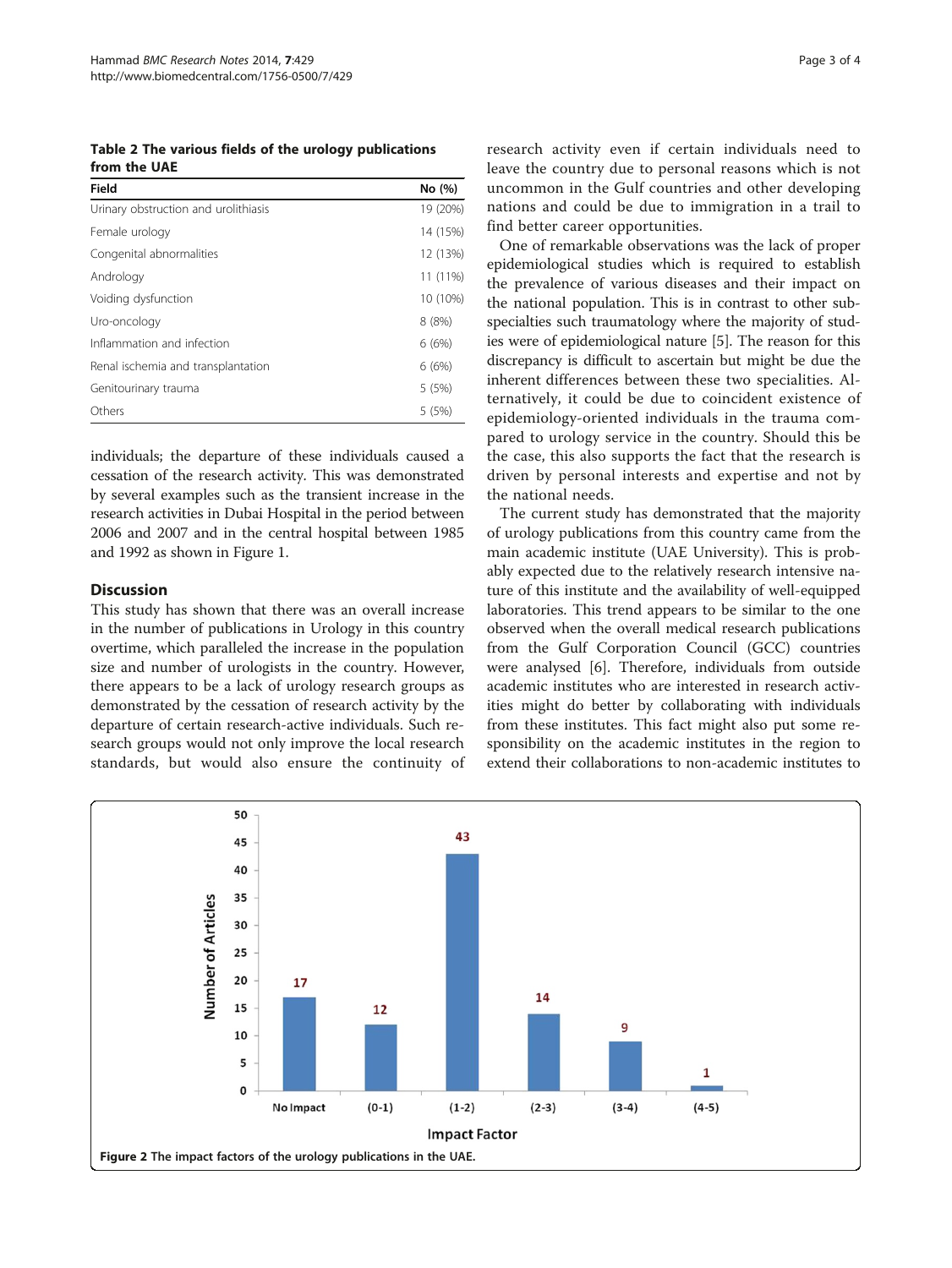**Table 2 The various fields of the urology publications from the UAE**

| Field | No (%) |
|---|---|
| Urinary obstruction and urolithiasis | 19 (20%) |
| Female urology | 14 (15%) |
| Congenital abnormalities | 12 (13%) |
| Andrology | 11 (11%) |
| Voiding dysfunction | 10 (10%) |
| Uro-oncology | 8 (8%) |
| Inflammation and infection | 6 (6%) |
| Renal ischemia and transplantation | 6 (6%) |
| Genitourinary trauma | 5 (5%) |
| Others | 5 (5%) |

individuals; the departure of these individuals caused a cessation of the research activity. This was demonstrated by several examples such as the transient increase in the research activities in Dubai Hospital in the period between 2006 and 2007 and in the central hospital between 1985 and 1992 as shown in Figure 1.

## Discussion

This study has shown that there was an overall increase in the number of publications in Urology in this country overtime, which paralleled the increase in the population size and number of urologists in the country. However, there appears to be a lack of urology research groups as demonstrated by the cessation of research activity by the departure of certain research-active individuals. Such research groups would not only improve the local research standards, but would also ensure the continuity of research activity even if certain individuals need to leave the country due to personal reasons which is not uncommon in the Gulf countries and other developing nations and could be due to immigration in a trail to find better career opportunities.

One of remarkable observations was the lack of proper epidemiological studies which is required to establish the prevalence of various diseases and their impact on the national population. This is in contrast to other subspecialties such traumatology where the majority of studies were of epidemiological nature [5]. The reason for this discrepancy is difficult to ascertain but might be due the inherent differences between these two specialities. Alternatively, it could be due to coincident existence of epidemiology-oriented individuals in the trauma compared to urology service in the country. Should this be the case, this also supports the fact that the research is driven by personal interests and expertise and not by the national needs.

The current study has demonstrated that the majority of urology publications from this country came from the main academic institute (UAE University). This is probably expected due to the relatively research intensive nature of this institute and the availability of well-equipped laboratories. This trend appears to be similar to the one observed when the overall medical research publications from the Gulf Corporation Council (GCC) countries were analysed [6]. Therefore, individuals from outside academic institutes who are interested in research activities might do better by collaborating with individuals from these institutes. This fact might also put some responsibility on the academic institutes in the region to extend their collaborations to non-academic institutes to

| Impact Factor | Number of Articles |
|---|---|
| No Impact | 17 |
| (0-1) | 12 |
| (1-2) | 43 |
| (2-3) | 14 |
| (3-4) | 9 |
| (4-5) | 1 |

**Figure 2** The impact factors of the urology publications in the UAE.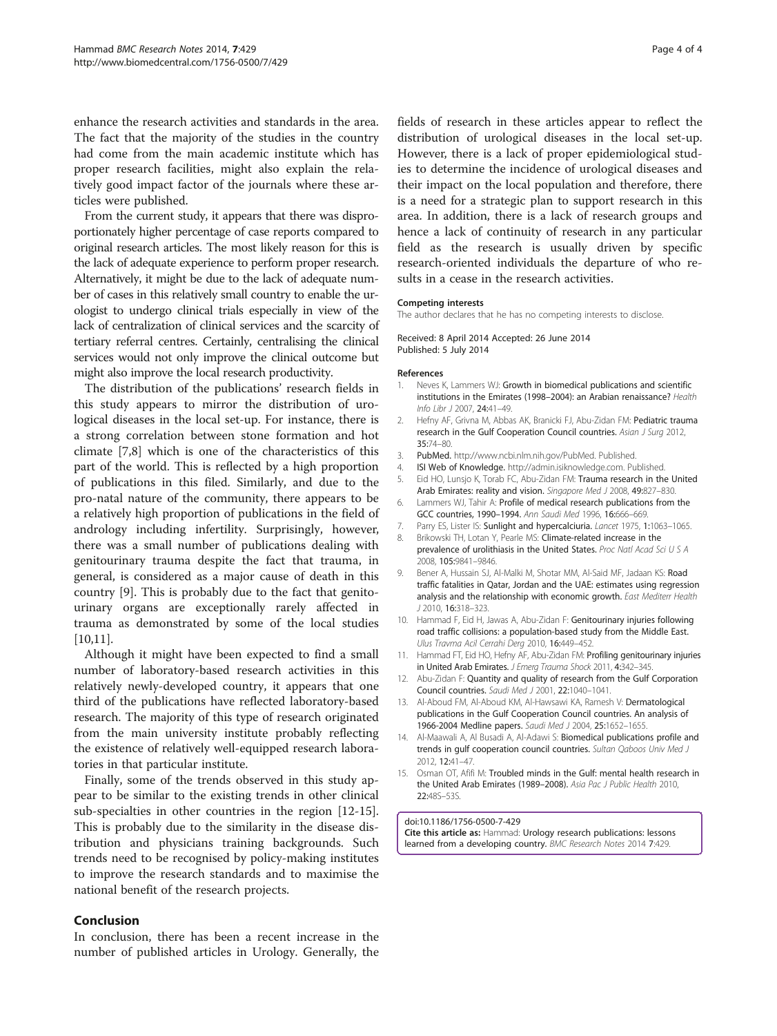enhance the research activities and standards in the area. The fact that the majority of the studies in the country had come from the main academic institute which has proper research facilities, might also explain the relatively good impact factor of the journals where these articles were published.

From the current study, it appears that there was disproportionately higher percentage of case reports compared to original research articles. The most likely reason for this is the lack of adequate experience to perform proper research. Alternatively, it might be due to the lack of adequate number of cases in this relatively small country to enable the urologist to undergo clinical trials especially in view of the lack of centralization of clinical services and the scarcity of tertiary referral centres. Certainly, centralising the clinical services would not only improve the clinical outcome but might also improve the local research productivity.

The distribution of the publications' research fields in this study appears to mirror the distribution of urological diseases in the local set-up. For instance, there is a strong correlation between stone formation and hot climate [7,8] which is one of the characteristics of this part of the world. This is reflected by a high proportion of publications in this filed. Similarly, and due to the pro-natal nature of the community, there appears to be a relatively high proportion of publications in the field of andrology including infertility. Surprisingly, however, there was a small number of publications dealing with genitourinary trauma despite the fact that trauma, in general, is considered as a major cause of death in this country [9]. This is probably due to the fact that genitourinary organs are exceptionally rarely affected in trauma as demonstrated by some of the local studies [10,11].

Although it might have been expected to find a small number of laboratory-based research activities in this relatively newly-developed country, it appears that one third of the publications have reflected laboratory-based research. The majority of this type of research originated from the main university institute probably reflecting the existence of relatively well-equipped research laboratories in that particular institute.

Finally, some of the trends observed in this study appear to be similar to the existing trends in other clinical sub-specialties in other countries in the region [12-15]. This is probably due to the similarity in the disease distribution and physicians training backgrounds. Such trends need to be recognised by policy-making institutes to improve the research standards and to maximise the national benefit of the research projects.

## Conclusion

In conclusion, there has been a recent increase in the number of published articles in Urology. Generally, the fields of research in these articles appear to reflect the distribution of urological diseases in the local set-up. However, there is a lack of proper epidemiological studies to determine the incidence of urological diseases and their impact on the local population and therefore, there is a need for a strategic plan to support research in this area. In addition, there is a lack of research groups and hence a lack of continuity of research in any particular field as the research is usually driven by specific research-oriented individuals the departure of who results in a cease in the research activities.

#### Competing interests

The author declares that he has no competing interests to disclose.

Received: 8 April 2014 Accepted: 26 June 2014
Published: 5 July 2014

#### References

1. Neves K, Lammers WJ: **Growth in biomedical publications and scientific institutions in the Emirates (1998–2004): an Arabian renaissance?** *Health Info Libr J* 2007, **24:**41–49.
2. Hefny AF, Grivna M, Abbas AK, Branicki FJ, Abu-Zidan FM: **Pediatric trauma research in the Gulf Cooperation Council countries.** *Asian J Surg* 2012, **35:**74–80.
3. **PubMed.** http://www.ncbi.nlm.nih.gov/PubMed. Published.
4. **ISI Web of Knowledge.** http://admin.isiknowledge.com. Published.
5. Eid HO, Lunsjo K, Torab FC, Abu-Zidan FM: **Trauma research in the United Arab Emirates: reality and vision.** *Singapore Med J* 2008, **49:**827–830.
6. Lammers WJ, Tahir A: **Profile of medical research publications from the GCC countries, 1990–1994.** *Ann Saudi Med* 1996, **16:**666–669.
7. Parry ES, Lister IS: **Sunlight and hypercalciuria.** *Lancet* 1975, **1:**1063–1065.
8. Brikowski TH, Lotan Y, Pearle MS: **Climate-related increase in the prevalence of urolithiasis in the United States.** *Proc Natl Acad Sci U S A* 2008, **105:**9841–9846.
9. Bener A, Hussain SJ, Al-Malki M, Shotar MM, Al-Said MF, Jadaan KS: **Road traffic fatalities in Qatar, Jordan and the UAE: estimates using regression analysis and the relationship with economic growth.** *East Mediterr Health J* 2010, **16:**318–323.
10. Hammad F, Eid H, Jawas A, Abu-Zidan F: **Genitourinary injuries following road traffic collisions: a population-based study from the Middle East.** *Ulus Travma Acil Cerrahi Derg* 2010, **16:**449–452.
11. Hammad FT, Eid HO, Hefny AF, Abu-Zidan FM: **Profiling genitourinary injuries in United Arab Emirates.** *J Emerg Trauma Shock* 2011, **4:**342–345.
12. Abu-Zidan F: **Quantity and quality of research from the Gulf Corporation Council countries.** *Saudi Med J* 2001, **22:**1040–1041.
13. Al-Aboud FM, Al-Aboud KM, Al-Hawsawi KA, Ramesh V: **Dermatological publications in the Gulf Cooperation Council countries. An analysis of 1966-2004 Medline papers.** *Saudi Med J* 2004, **25:**1652–1655.
14. Al-Maawali A, Al Busadi A, Al-Adawi S: **Biomedical publications profile and trends in gulf cooperation council countries.** *Sultan Qaboos Univ Med J* 2012, **12:**41–47.
15. Osman OT, Afifi M: **Troubled minds in the Gulf: mental health research in the United Arab Emirates (1989–2008).** *Asia Pac J Public Health* 2010, **22:**48S–53S.

doi:10.1186/1756-0500-7-429
**Cite this article as:** Hammad: Urology research publications: lessons learned from a developing country. *BMC Research Notes* 2014 **7**:429.